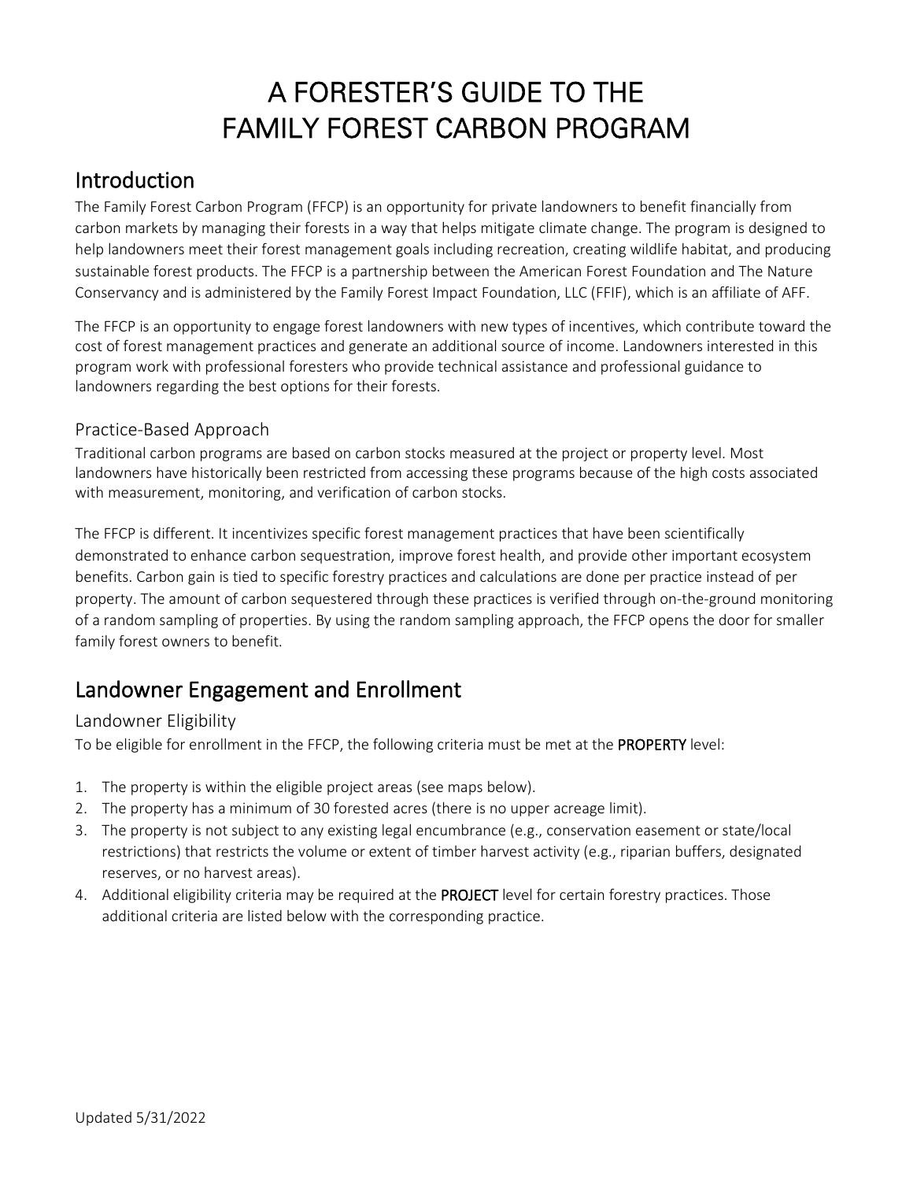# A FORESTER'S GUIDE TO THE FAMILY FOREST CARBON PROGRAM

## Introduction

The Family Forest Carbon Program (FFCP) is an opportunity for private landowners to benefit financially from carbon markets by managing their forests in a way that helps mitigate climate change. The program is designed to help landowners meet their forest management goals including recreation, creating wildlife habitat, and producing sustainable forest products. The FFCP is a partnership between the American Forest Foundation and The Nature Conservancy and is administered by the Family Forest Impact Foundation, LLC (FFIF), which is an affiliate of AFF.

The FFCP is an opportunity to engage forest landowners with new types of incentives, which contribute toward the cost of forest management practices and generate an additional source of income. Landowners interested in this program work with professional foresters who provide technical assistance and professional guidance to landowners regarding the best options for their forests.

### Practice-Based Approach

Traditional carbon programs are based on carbon stocks measured at the project or property level. Most landowners have historically been restricted from accessing these programs because of the high costs associated with measurement, monitoring, and verification of carbon stocks.

The FFCP is different. It incentivizes specific forest management practices that have been scientifically demonstrated to enhance carbon sequestration, improve forest health, and provide other important ecosystem benefits. Carbon gain is tied to specific forestry practices and calculations are done per practice instead of per property. The amount of carbon sequestered through these practices is verified through on-the-ground monitoring of a random sampling of properties. By using the random sampling approach, the FFCP opens the door for smaller family forest owners to benefit.

## Landowner Engagement and Enrollment

### Landowner Eligibility

To be eligible for enrollment in the FFCP, the following criteria must be met at the **PROPERTY** level:

1. The property is within the eligible project areas (see maps below).
2. The property has a minimum of 30 forested acres (there is no upper acreage limit).
3. The property is not subject to any existing legal encumbrance (e.g., conservation easement or state/local restrictions) that restricts the volume or extent of timber harvest activity (e.g., riparian buffers, designated reserves, or no harvest areas).
4. Additional eligibility criteria may be required at the **PROJECT** level for certain forestry practices. Those additional criteria are listed below with the corresponding practice.

Updated 5/31/2022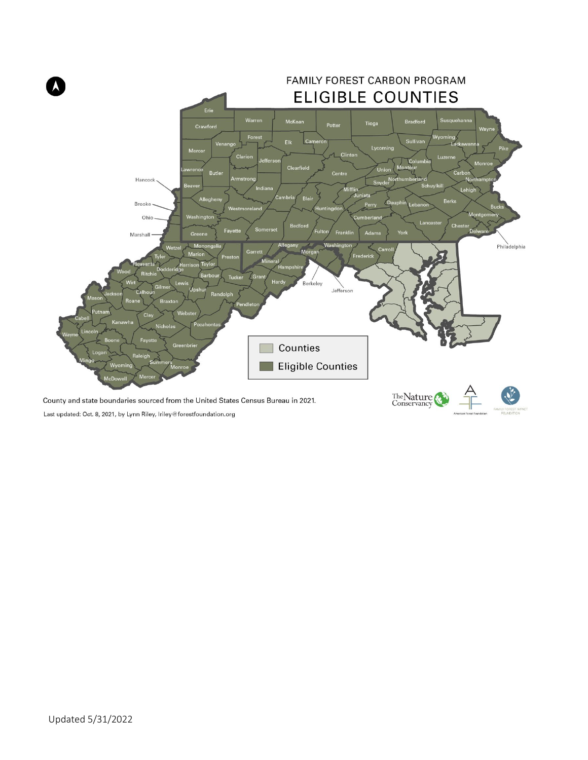# FAMILY FOREST CARBON PROGRAM

## ELIGIBLE COUNTIES

Counties

Eligible Counties

County and state boundaries sourced from the United States Census Bureau in 2021.

Last updated: Oct. 8, 2021, by Lynn Riley, lriley@forestfoundation.org

Updated 5/31/2022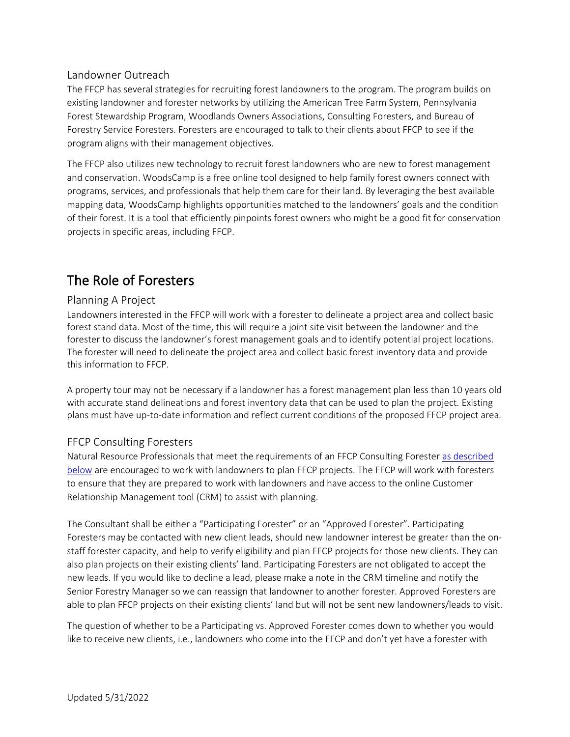### Landowner Outreach

The FFCP has several strategies for recruiting forest landowners to the program. The program builds on existing landowner and forester networks by utilizing the American Tree Farm System, Pennsylvania Forest Stewardship Program, Woodlands Owners Associations, Consulting Foresters, and Bureau of Forestry Service Foresters. Foresters are encouraged to talk to their clients about FFCP to see if the program aligns with their management objectives.

The FFCP also utilizes new technology to recruit forest landowners who are new to forest management and conservation. WoodsCamp is a free online tool designed to help family forest owners connect with programs, services, and professionals that help them care for their land. By leveraging the best available mapping data, WoodsCamp highlights opportunities matched to the landowners' goals and the condition of their forest. It is a tool that efficiently pinpoints forest owners who might be a good fit for conservation projects in specific areas, including FFCP.

## The Role of Foresters

### Planning A Project

Landowners interested in the FFCP will work with a forester to delineate a project area and collect basic forest stand data. Most of the time, this will require a joint site visit between the landowner and the forester to discuss the landowner's forest management goals and to identify potential project locations. The forester will need to delineate the project area and collect basic forest inventory data and provide this information to FFCP.

A property tour may not be necessary if a landowner has a forest management plan less than 10 years old with accurate stand delineations and forest inventory data that can be used to plan the project. Existing plans must have up-to-date information and reflect current conditions of the proposed FFCP project area.

### FFCP Consulting Foresters

Natural Resource Professionals that meet the requirements of an FFCP Consulting Forester as described below are encouraged to work with landowners to plan FFCP projects. The FFCP will work with foresters to ensure that they are prepared to work with landowners and have access to the online Customer Relationship Management tool (CRM) to assist with planning.

The Consultant shall be either a "Participating Forester" or an "Approved Forester". Participating Foresters may be contacted with new client leads, should new landowner interest be greater than the on-staff forester capacity, and help to verify eligibility and plan FFCP projects for those new clients. They can also plan projects on their existing clients' land. Participating Foresters are not obligated to accept the new leads. If you would like to decline a lead, please make a note in the CRM timeline and notify the Senior Forestry Manager so we can reassign that landowner to another forester. Approved Foresters are able to plan FFCP projects on their existing clients' land but will not be sent new landowners/leads to visit.

The question of whether to be a Participating vs. Approved Forester comes down to whether you would like to receive new clients, i.e., landowners who come into the FFCP and don't yet have a forester with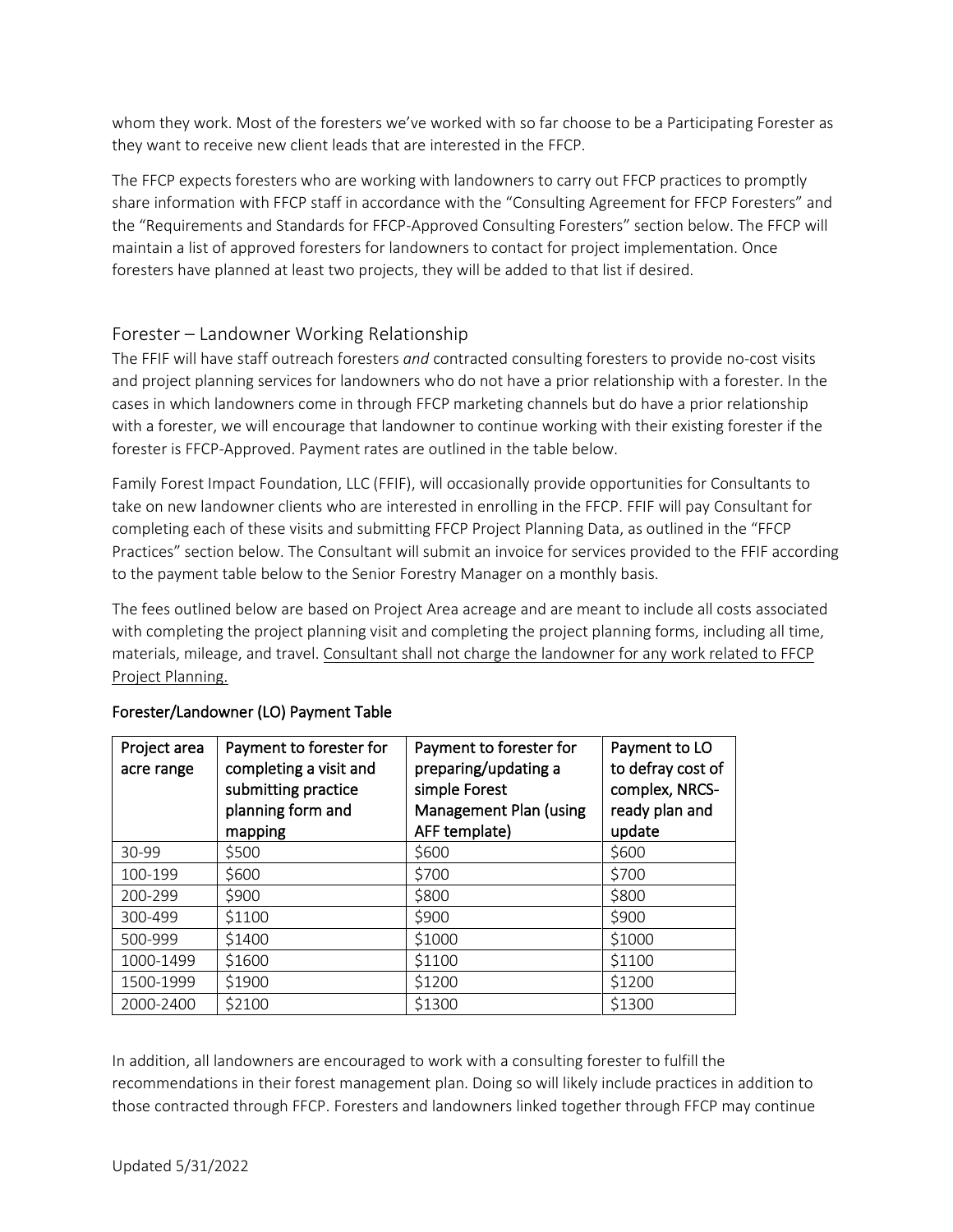whom they work. Most of the foresters we've worked with so far choose to be a Participating Forester as they want to receive new client leads that are interested in the FFCP.

The FFCP expects foresters who are working with landowners to carry out FFCP practices to promptly share information with FFCP staff in accordance with the "Consulting Agreement for FFCP Foresters" and the "Requirements and Standards for FFCP-Approved Consulting Foresters" section below. The FFCP will maintain a list of approved foresters for landowners to contact for project implementation. Once foresters have planned at least two projects, they will be added to that list if desired.

## Forester – Landowner Working Relationship

The FFIF will have staff outreach foresters *and* contracted consulting foresters to provide no-cost visits and project planning services for landowners who do not have a prior relationship with a forester. In the cases in which landowners come in through FFCP marketing channels but do have a prior relationship with a forester, we will encourage that landowner to continue working with their existing forester if the forester is FFCP-Approved. Payment rates are outlined in the table below.

Family Forest Impact Foundation, LLC (FFIF), will occasionally provide opportunities for Consultants to take on new landowner clients who are interested in enrolling in the FFCP. FFIF will pay Consultant for completing each of these visits and submitting FFCP Project Planning Data, as outlined in the "FFCP Practices" section below. The Consultant will submit an invoice for services provided to the FFIF according to the payment table below to the Senior Forestry Manager on a monthly basis.

The fees outlined below are based on Project Area acreage and are meant to include all costs associated with completing the project planning visit and completing the project planning forms, including all time, materials, mileage, and travel. <u>Consultant shall not charge the landowner for any work related to FFCP Project Planning.</u>

<u>Forester/Landowner (LO) Payment Table</u>

| Project area acre range | Payment to forester for completing a visit and submitting practice planning form and mapping | Payment to forester for preparing/updating a simple Forest Management Plan (using AFF template) | Payment to LO to defray cost of complex, NRCS-ready plan and update |
|---|---|---|---|
| 30-99 | $500 | $600 | $600 |
| 100-199 | $600 | $700 | $700 |
| 200-299 | $900 | $800 | $800 |
| 300-499 | $1100 | $900 | $900 |
| 500-999 | $1400 | $1000 | $1000 |
| 1000-1499 | $1600 | $1100 | $1100 |
| 1500-1999 | $1900 | $1200 | $1200 |
| 2000-2400 | $2100 | $1300 | $1300 |

In addition, all landowners are encouraged to work with a consulting forester to fulfill the recommendations in their forest management plan. Doing so will likely include practices in addition to those contracted through FFCP. Foresters and landowners linked together through FFCP may continue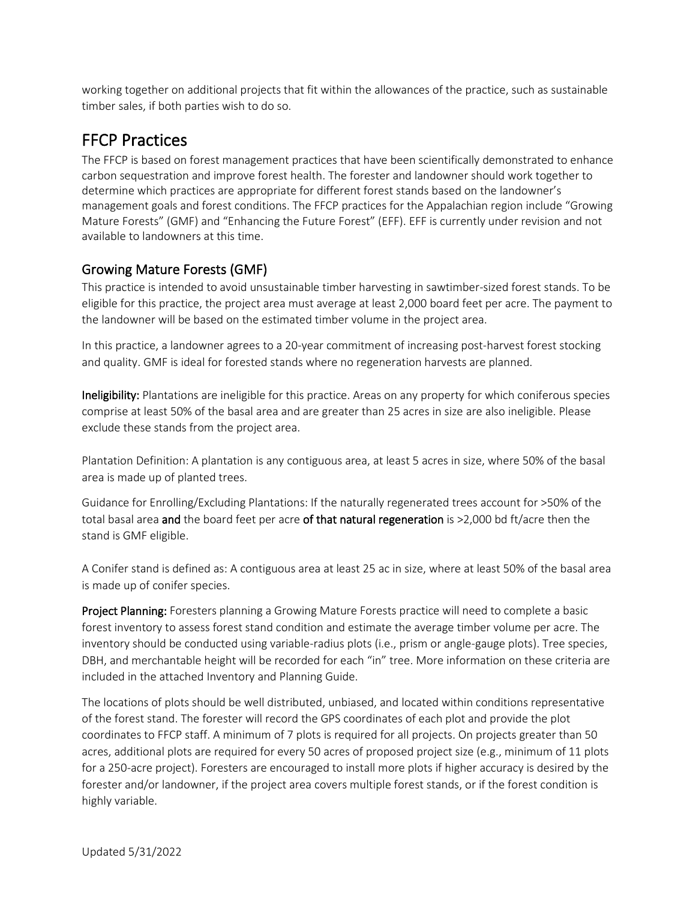working together on additional projects that fit within the allowances of the practice, such as sustainable timber sales, if both parties wish to do so.

## FFCP Practices

The FFCP is based on forest management practices that have been scientifically demonstrated to enhance carbon sequestration and improve forest health. The forester and landowner should work together to determine which practices are appropriate for different forest stands based on the landowner's management goals and forest conditions. The FFCP practices for the Appalachian region include "Growing Mature Forests" (GMF) and "Enhancing the Future Forest" (EFF). EFF is currently under revision and not available to landowners at this time.

### Growing Mature Forests (GMF)

This practice is intended to avoid unsustainable timber harvesting in sawtimber-sized forest stands. To be eligible for this practice, the project area must average at least 2,000 board feet per acre. The payment to the landowner will be based on the estimated timber volume in the project area.

In this practice, a landowner agrees to a 20-year commitment of increasing post-harvest forest stocking and quality. GMF is ideal for forested stands where no regeneration harvests are planned.

**Ineligibility:** Plantations are ineligible for this practice. Areas on any property for which coniferous species comprise at least 50% of the basal area and are greater than 25 acres in size are also ineligible. Please exclude these stands from the project area.

Plantation Definition: A plantation is any contiguous area, at least 5 acres in size, where 50% of the basal area is made up of planted trees.

Guidance for Enrolling/Excluding Plantations: If the naturally regenerated trees account for >50% of the total basal area **and** the board feet per acre **of that natural regeneration** is >2,000 bd ft/acre then the stand is GMF eligible.

A Conifer stand is defined as: A contiguous area at least 25 ac in size, where at least 50% of the basal area is made up of conifer species.

**Project Planning:** Foresters planning a Growing Mature Forests practice will need to complete a basic forest inventory to assess forest stand condition and estimate the average timber volume per acre. The inventory should be conducted using variable-radius plots (i.e., prism or angle-gauge plots). Tree species, DBH, and merchantable height will be recorded for each "in" tree. More information on these criteria are included in the attached Inventory and Planning Guide.

The locations of plots should be well distributed, unbiased, and located within conditions representative of the forest stand. The forester will record the GPS coordinates of each plot and provide the plot coordinates to FFCP staff. A minimum of 7 plots is required for all projects. On projects greater than 50 acres, additional plots are required for every 50 acres of proposed project size (e.g., minimum of 11 plots for a 250-acre project). Foresters are encouraged to install more plots if higher accuracy is desired by the forester and/or landowner, if the project area covers multiple forest stands, or if the forest condition is highly variable.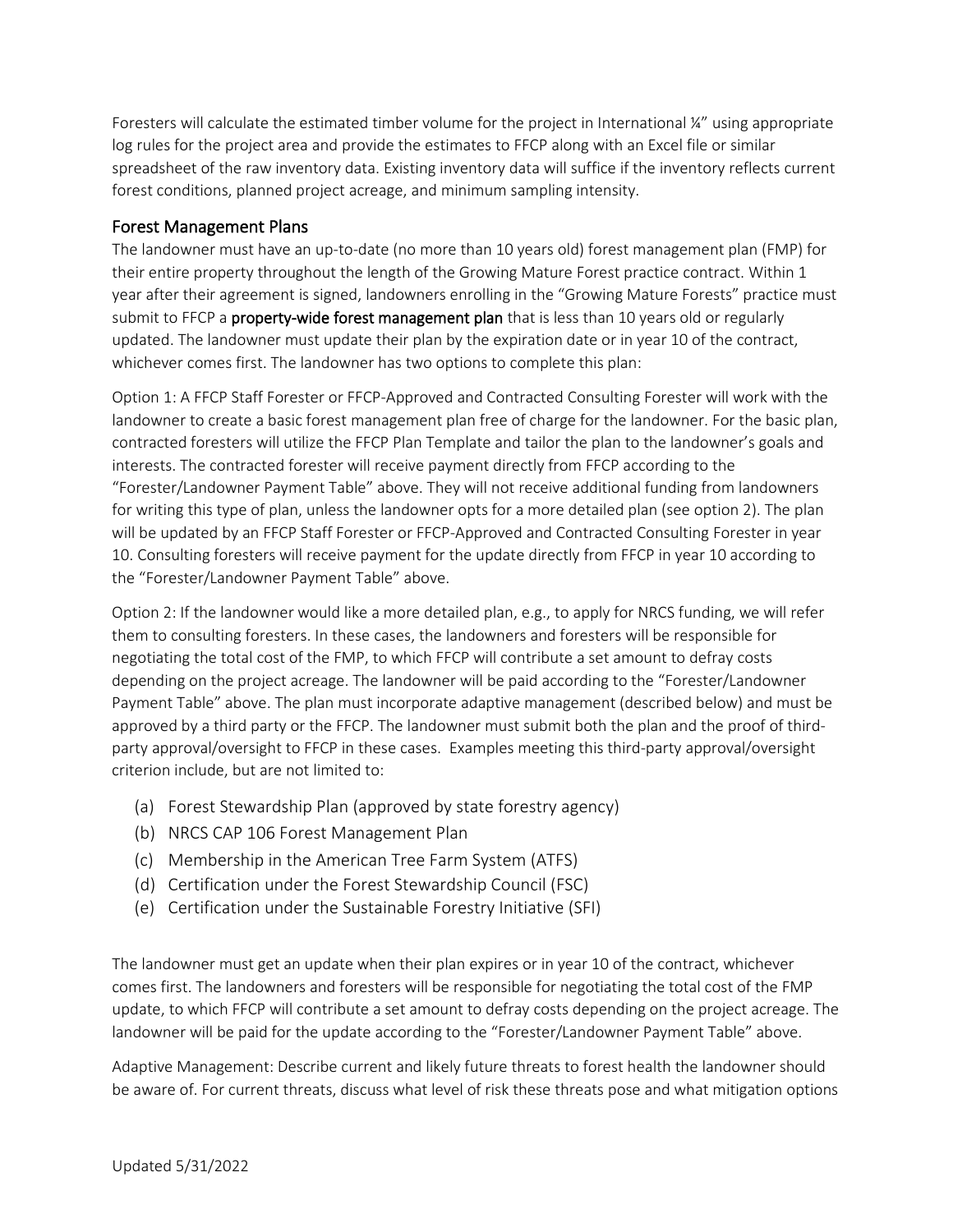Foresters will calculate the estimated timber volume for the project in International ¼" using appropriate log rules for the project area and provide the estimates to FFCP along with an Excel file or similar spreadsheet of the raw inventory data. Existing inventory data will suffice if the inventory reflects current forest conditions, planned project acreage, and minimum sampling intensity.

## Forest Management Plans

The landowner must have an up-to-date (no more than 10 years old) forest management plan (FMP) for their entire property throughout the length of the Growing Mature Forest practice contract. Within 1 year after their agreement is signed, landowners enrolling in the "Growing Mature Forests" practice must submit to FFCP a **property-wide forest management plan** that is less than 10 years old or regularly updated. The landowner must update their plan by the expiration date or in year 10 of the contract, whichever comes first. The landowner has two options to complete this plan:

Option 1: A FFCP Staff Forester or FFCP-Approved and Contracted Consulting Forester will work with the landowner to create a basic forest management plan free of charge for the landowner. For the basic plan, contracted foresters will utilize the FFCP Plan Template and tailor the plan to the landowner's goals and interests. The contracted forester will receive payment directly from FFCP according to the "Forester/Landowner Payment Table" above. They will not receive additional funding from landowners for writing this type of plan, unless the landowner opts for a more detailed plan (see option 2). The plan will be updated by an FFCP Staff Forester or FFCP-Approved and Contracted Consulting Forester in year 10. Consulting foresters will receive payment for the update directly from FFCP in year 10 according to the "Forester/Landowner Payment Table" above.

Option 2: If the landowner would like a more detailed plan, e.g., to apply for NRCS funding, we will refer them to consulting foresters. In these cases, the landowners and foresters will be responsible for negotiating the total cost of the FMP, to which FFCP will contribute a set amount to defray costs depending on the project acreage. The landowner will be paid according to the "Forester/Landowner Payment Table" above. The plan must incorporate adaptive management (described below) and must be approved by a third party or the FFCP. The landowner must submit both the plan and the proof of third-party approval/oversight to FFCP in these cases. Examples meeting this third-party approval/oversight criterion include, but are not limited to:

(a) Forest Stewardship Plan (approved by state forestry agency)
(b) NRCS CAP 106 Forest Management Plan
(c) Membership in the American Tree Farm System (ATFS)
(d) Certification under the Forest Stewardship Council (FSC)
(e) Certification under the Sustainable Forestry Initiative (SFI)

The landowner must get an update when their plan expires or in year 10 of the contract, whichever comes first. The landowners and foresters will be responsible for negotiating the total cost of the FMP update, to which FFCP will contribute a set amount to defray costs depending on the project acreage. The landowner will be paid for the update according to the "Forester/Landowner Payment Table" above.

Adaptive Management: Describe current and likely future threats to forest health the landowner should be aware of. For current threats, discuss what level of risk these threats pose and what mitigation options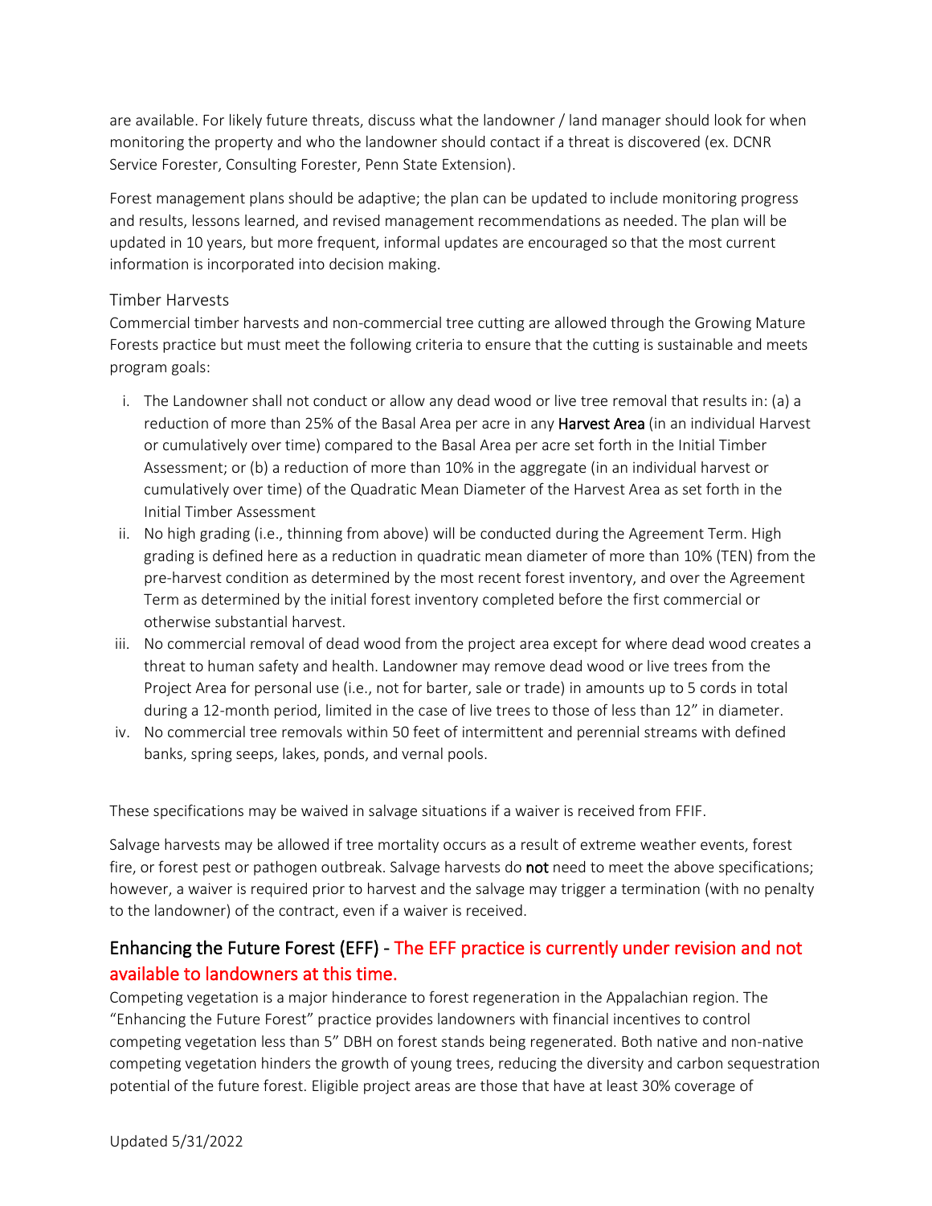are available. For likely future threats, discuss what the landowner / land manager should look for when monitoring the property and who the landowner should contact if a threat is discovered (ex. DCNR Service Forester, Consulting Forester, Penn State Extension).

Forest management plans should be adaptive; the plan can be updated to include monitoring progress and results, lessons learned, and revised management recommendations as needed. The plan will be updated in 10 years, but more frequent, informal updates are encouraged so that the most current information is incorporated into decision making.

### Timber Harvests

Commercial timber harvests and non-commercial tree cutting are allowed through the Growing Mature Forests practice but must meet the following criteria to ensure that the cutting is sustainable and meets program goals:

i. The Landowner shall not conduct or allow any dead wood or live tree removal that results in: (a) a reduction of more than 25% of the Basal Area per acre in any **Harvest Area** (in an individual Harvest or cumulatively over time) compared to the Basal Area per acre set forth in the Initial Timber Assessment; or (b) a reduction of more than 10% in the aggregate (in an individual harvest or cumulatively over time) of the Quadratic Mean Diameter of the Harvest Area as set forth in the Initial Timber Assessment

ii. No high grading (i.e., thinning from above) will be conducted during the Agreement Term. High grading is defined here as a reduction in quadratic mean diameter of more than 10% (TEN) from the pre-harvest condition as determined by the most recent forest inventory, and over the Agreement Term as determined by the initial forest inventory completed before the first commercial or otherwise substantial harvest.

iii. No commercial removal of dead wood from the project area except for where dead wood creates a threat to human safety and health. Landowner may remove dead wood or live trees from the Project Area for personal use (i.e., not for barter, sale or trade) in amounts up to 5 cords in total during a 12-month period, limited in the case of live trees to those of less than 12" in diameter.

iv. No commercial tree removals within 50 feet of intermittent and perennial streams with defined banks, spring seeps, lakes, ponds, and vernal pools.

These specifications may be waived in salvage situations if a waiver is received from FFIF.

Salvage harvests may be allowed if tree mortality occurs as a result of extreme weather events, forest fire, or forest pest or pathogen outbreak. Salvage harvests do **not** need to meet the above specifications; however, a waiver is required prior to harvest and the salvage may trigger a termination (with no penalty to the landowner) of the contract, even if a waiver is received.

## Enhancing the Future Forest (EFF) - The EFF practice is currently under revision and not available to landowners at this time.

Competing vegetation is a major hinderance to forest regeneration in the Appalachian region. The "Enhancing the Future Forest" practice provides landowners with financial incentives to control competing vegetation less than 5" DBH on forest stands being regenerated. Both native and non-native competing vegetation hinders the growth of young trees, reducing the diversity and carbon sequestration potential of the future forest. Eligible project areas are those that have at least 30% coverage of

Updated 5/31/2022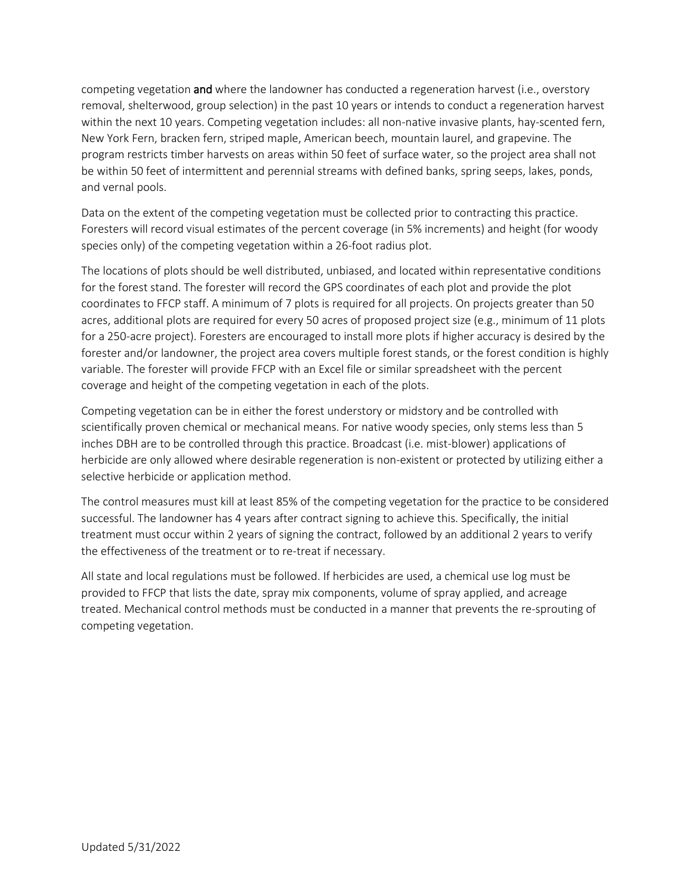competing vegetation **and** where the landowner has conducted a regeneration harvest (i.e., overstory removal, shelterwood, group selection) in the past 10 years or intends to conduct a regeneration harvest within the next 10 years. Competing vegetation includes: all non-native invasive plants, hay-scented fern, New York Fern, bracken fern, striped maple, American beech, mountain laurel, and grapevine. The program restricts timber harvests on areas within 50 feet of surface water, so the project area shall not be within 50 feet of intermittent and perennial streams with defined banks, spring seeps, lakes, ponds, and vernal pools.

Data on the extent of the competing vegetation must be collected prior to contracting this practice. Foresters will record visual estimates of the percent coverage (in 5% increments) and height (for woody species only) of the competing vegetation within a 26-foot radius plot.

The locations of plots should be well distributed, unbiased, and located within representative conditions for the forest stand. The forester will record the GPS coordinates of each plot and provide the plot coordinates to FFCP staff. A minimum of 7 plots is required for all projects. On projects greater than 50 acres, additional plots are required for every 50 acres of proposed project size (e.g., minimum of 11 plots for a 250-acre project). Foresters are encouraged to install more plots if higher accuracy is desired by the forester and/or landowner, the project area covers multiple forest stands, or the forest condition is highly variable. The forester will provide FFCP with an Excel file or similar spreadsheet with the percent coverage and height of the competing vegetation in each of the plots.

Competing vegetation can be in either the forest understory or midstory and be controlled with scientifically proven chemical or mechanical means. For native woody species, only stems less than 5 inches DBH are to be controlled through this practice. Broadcast (i.e. mist-blower) applications of herbicide are only allowed where desirable regeneration is non-existent or protected by utilizing either a selective herbicide or application method.

The control measures must kill at least 85% of the competing vegetation for the practice to be considered successful. The landowner has 4 years after contract signing to achieve this. Specifically, the initial treatment must occur within 2 years of signing the contract, followed by an additional 2 years to verify the effectiveness of the treatment or to re-treat if necessary.

All state and local regulations must be followed. If herbicides are used, a chemical use log must be provided to FFCP that lists the date, spray mix components, volume of spray applied, and acreage treated. Mechanical control methods must be conducted in a manner that prevents the re-sprouting of competing vegetation.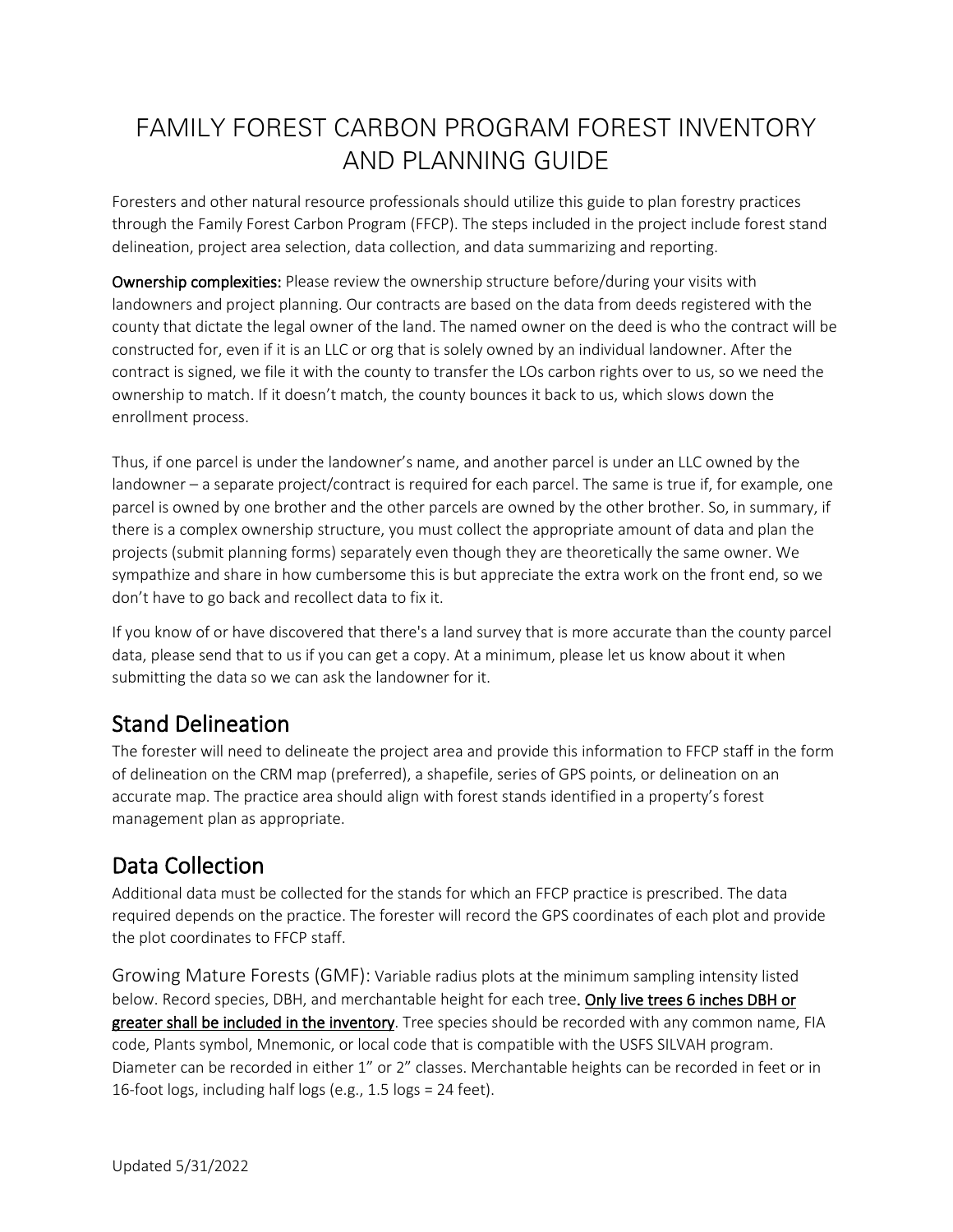# FAMILY FOREST CARBON PROGRAM FOREST INVENTORY AND PLANNING GUIDE

Foresters and other natural resource professionals should utilize this guide to plan forestry practices through the Family Forest Carbon Program (FFCP). The steps included in the project include forest stand delineation, project area selection, data collection, and data summarizing and reporting.

**Ownership complexities:** Please review the ownership structure before/during your visits with landowners and project planning. Our contracts are based on the data from deeds registered with the county that dictate the legal owner of the land. The named owner on the deed is who the contract will be constructed for, even if it is an LLC or org that is solely owned by an individual landowner. After the contract is signed, we file it with the county to transfer the LOs carbon rights over to us, so we need the ownership to match. If it doesn't match, the county bounces it back to us, which slows down the enrollment process.

Thus, if one parcel is under the landowner's name, and another parcel is under an LLC owned by the landowner – a separate project/contract is required for each parcel. The same is true if, for example, one parcel is owned by one brother and the other parcels are owned by the other brother. So, in summary, if there is a complex ownership structure, you must collect the appropriate amount of data and plan the projects (submit planning forms) separately even though they are theoretically the same owner. We sympathize and share in how cumbersome this is but appreciate the extra work on the front end, so we don't have to go back and recollect data to fix it.

If you know of or have discovered that there's a land survey that is more accurate than the county parcel data, please send that to us if you can get a copy. At a minimum, please let us know about it when submitting the data so we can ask the landowner for it.

## Stand Delineation

The forester will need to delineate the project area and provide this information to FFCP staff in the form of delineation on the CRM map (preferred), a shapefile, series of GPS points, or delineation on an accurate map. The practice area should align with forest stands identified in a property's forest management plan as appropriate.

## Data Collection

Additional data must be collected for the stands for which an FFCP practice is prescribed. The data required depends on the practice. The forester will record the GPS coordinates of each plot and provide the plot coordinates to FFCP staff.

### Growing Mature Forests (GMF):

Variable radius plots at the minimum sampling intensity listed below. Record species, DBH, and merchantable height for each tree**. <u>Only live trees 6 inches DBH or greater shall be included in the inventory</u>**. Tree species should be recorded with any common name, FIA code, Plants symbol, Mnemonic, or local code that is compatible with the USFS SILVAH program. Diameter can be recorded in either 1" or 2" classes. Merchantable heights can be recorded in feet or in 16-foot logs, including half logs (e.g., 1.5 logs = 24 feet).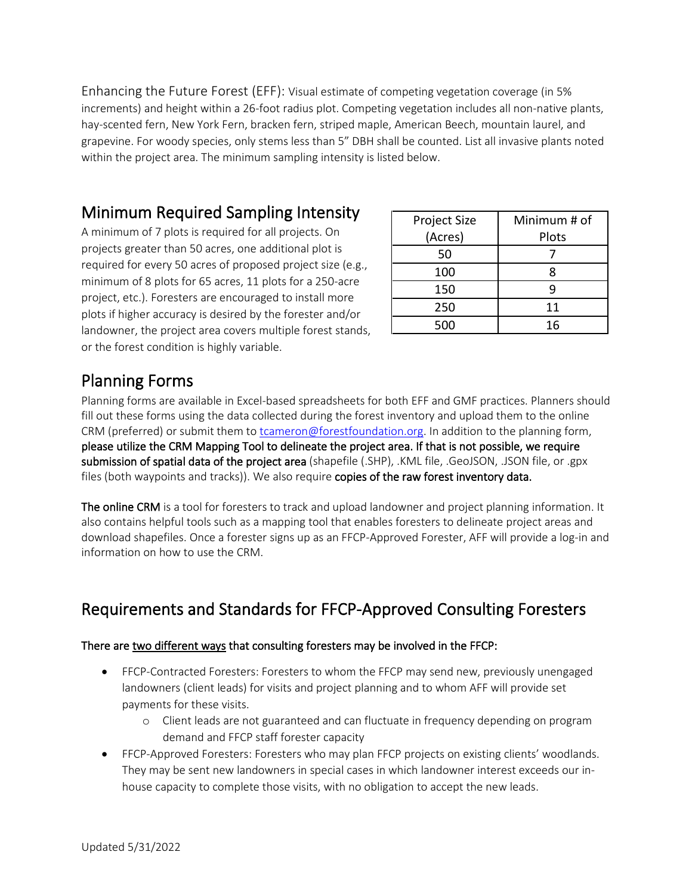Enhancing the Future Forest (EFF): Visual estimate of competing vegetation coverage (in 5% increments) and height within a 26-foot radius plot. Competing vegetation includes all non-native plants, hay-scented fern, New York Fern, bracken fern, striped maple, American Beech, mountain laurel, and grapevine. For woody species, only stems less than 5" DBH shall be counted. List all invasive plants noted within the project area. The minimum sampling intensity is listed below.

## Minimum Required Sampling Intensity

A minimum of 7 plots is required for all projects. On projects greater than 50 acres, one additional plot is required for every 50 acres of proposed project size (e.g., minimum of 8 plots for 65 acres, 11 plots for a 250-acre project, etc.). Foresters are encouraged to install more plots if higher accuracy is desired by the forester and/or landowner, the project area covers multiple forest stands, or the forest condition is highly variable.

| Project Size (Acres) | Minimum # of Plots |
|---|---|
| 50 | 7 |
| 100 | 8 |
| 150 | 9 |
| 250 | 11 |
| 500 | 16 |

## Planning Forms

Planning forms are available in Excel-based spreadsheets for both EFF and GMF practices. Planners should fill out these forms using the data collected during the forest inventory and upload them to the online CRM (preferred) or submit them to tcameron@forestfoundation.org. In addition to the planning form, **please utilize the CRM Mapping Tool to delineate the project area. If that is not possible, we require submission of spatial data of the project area** (shapefile (.SHP), .KML file, .GeoJSON, .JSON file, or .gpx files (both waypoints and tracks)). We also require **copies of the raw forest inventory data.**

**The online CRM** is a tool for foresters to track and upload landowner and project planning information. It also contains helpful tools such as a mapping tool that enables foresters to delineate project areas and download shapefiles. Once a forester signs up as an FFCP-Approved Forester, AFF will provide a log-in and information on how to use the CRM.

## Requirements and Standards for FFCP-Approved Consulting Foresters

**There are two different ways that consulting foresters may be involved in the FFCP:**

- FFCP-Contracted Foresters: Foresters to whom the FFCP may send new, previously unengaged landowners (client leads) for visits and project planning and to whom AFF will provide set payments for these visits.
  - Client leads are not guaranteed and can fluctuate in frequency depending on program demand and FFCP staff forester capacity
- FFCP-Approved Foresters: Foresters who may plan FFCP projects on existing clients' woodlands. They may be sent new landowners in special cases in which landowner interest exceeds our in-house capacity to complete those visits, with no obligation to accept the new leads.

Updated 5/31/2022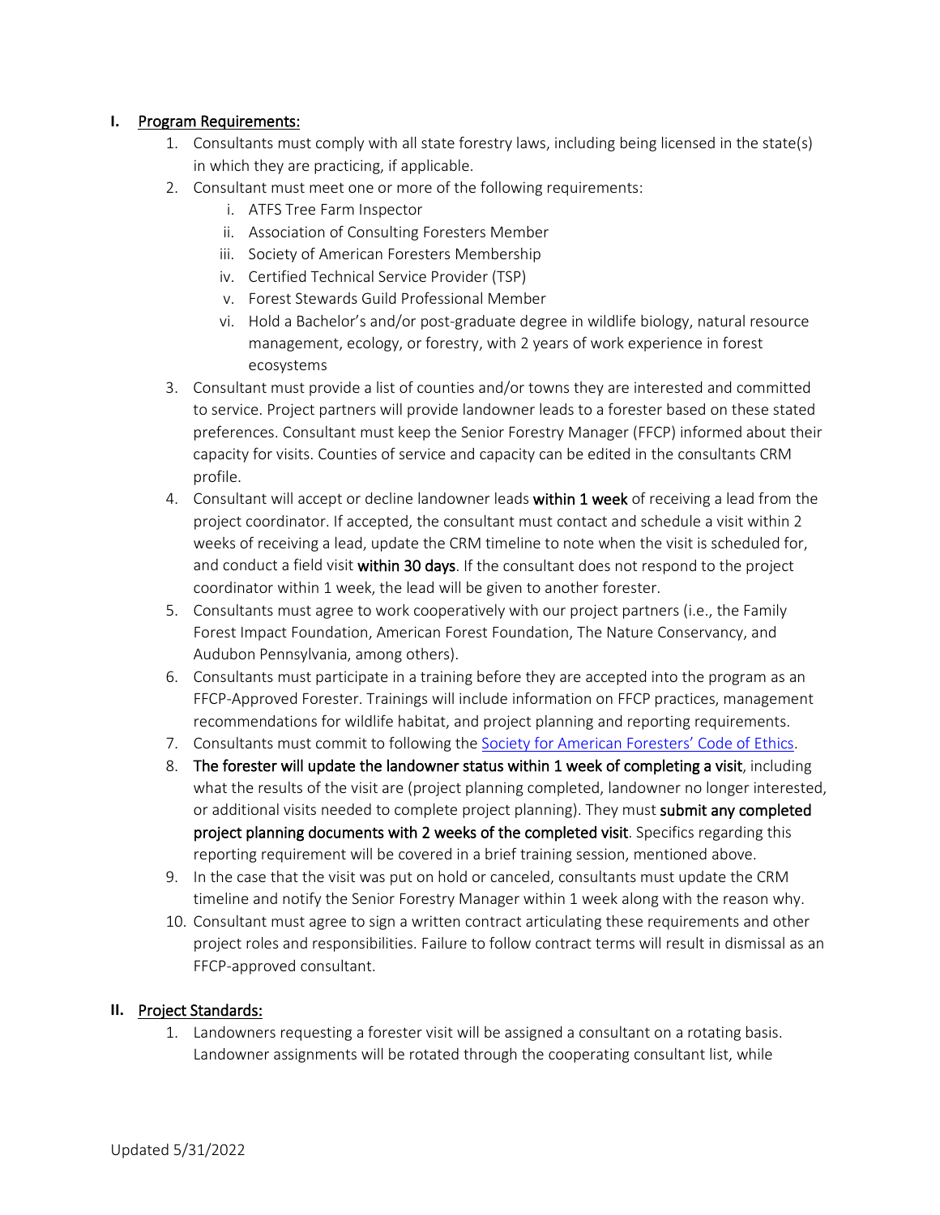## I. Program Requirements:

1. Consultants must comply with all state forestry laws, including being licensed in the state(s) in which they are practicing, if applicable.
2. Consultant must meet one or more of the following requirements:
   i. ATFS Tree Farm Inspector
   ii. Association of Consulting Foresters Member
   iii. Society of American Foresters Membership
   iv. Certified Technical Service Provider (TSP)
   v. Forest Stewards Guild Professional Member
   vi. Hold a Bachelor's and/or post-graduate degree in wildlife biology, natural resource management, ecology, or forestry, with 2 years of work experience in forest ecosystems
3. Consultant must provide a list of counties and/or towns they are interested and committed to service. Project partners will provide landowner leads to a forester based on these stated preferences. Consultant must keep the Senior Forestry Manager (FFCP) informed about their capacity for visits. Counties of service and capacity can be edited in the consultants CRM profile.
4. Consultant will accept or decline landowner leads **within 1 week** of receiving a lead from the project coordinator. If accepted, the consultant must contact and schedule a visit within 2 weeks of receiving a lead, update the CRM timeline to note when the visit is scheduled for, and conduct a field visit **within 30 days**. If the consultant does not respond to the project coordinator within 1 week, the lead will be given to another forester.
5. Consultants must agree to work cooperatively with our project partners (i.e., the Family Forest Impact Foundation, American Forest Foundation, The Nature Conservancy, and Audubon Pennsylvania, among others).
6. Consultants must participate in a training before they are accepted into the program as an FFCP-Approved Forester. Trainings will include information on FFCP practices, management recommendations for wildlife habitat, and project planning and reporting requirements.
7. Consultants must commit to following the [Society for American Foresters' Code of Ethics](#).
8. **The forester will update the landowner status within 1 week of completing a visit**, including what the results of the visit are (project planning completed, landowner no longer interested, or additional visits needed to complete project planning). They must **submit any completed project planning documents with 2 weeks of the completed visit**. Specifics regarding this reporting requirement will be covered in a brief training session, mentioned above.
9. In the case that the visit was put on hold or canceled, consultants must update the CRM timeline and notify the Senior Forestry Manager within 1 week along with the reason why.
10. Consultant must agree to sign a written contract articulating these requirements and other project roles and responsibilities. Failure to follow contract terms will result in dismissal as an FFCP-approved consultant.

## II. Project Standards:

1. Landowners requesting a forester visit will be assigned a consultant on a rotating basis. Landowner assignments will be rotated through the cooperating consultant list, while

Updated 5/31/2022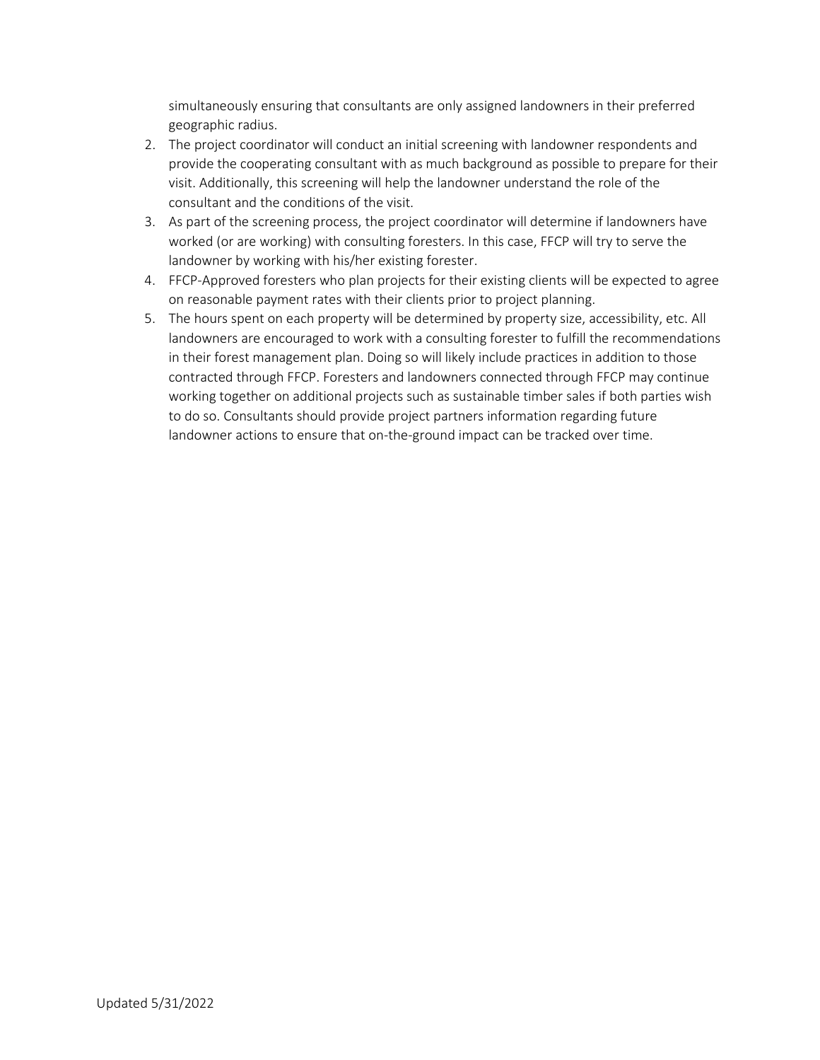simultaneously ensuring that consultants are only assigned landowners in their preferred geographic radius.

2. The project coordinator will conduct an initial screening with landowner respondents and provide the cooperating consultant with as much background as possible to prepare for their visit. Additionally, this screening will help the landowner understand the role of the consultant and the conditions of the visit.
3. As part of the screening process, the project coordinator will determine if landowners have worked (or are working) with consulting foresters. In this case, FFCP will try to serve the landowner by working with his/her existing forester.
4. FFCP-Approved foresters who plan projects for their existing clients will be expected to agree on reasonable payment rates with their clients prior to project planning.
5. The hours spent on each property will be determined by property size, accessibility, etc. All landowners are encouraged to work with a consulting forester to fulfill the recommendations in their forest management plan. Doing so will likely include practices in addition to those contracted through FFCP. Foresters and landowners connected through FFCP may continue working together on additional projects such as sustainable timber sales if both parties wish to do so. Consultants should provide project partners information regarding future landowner actions to ensure that on-the-ground impact can be tracked over time.

Updated 5/31/2022